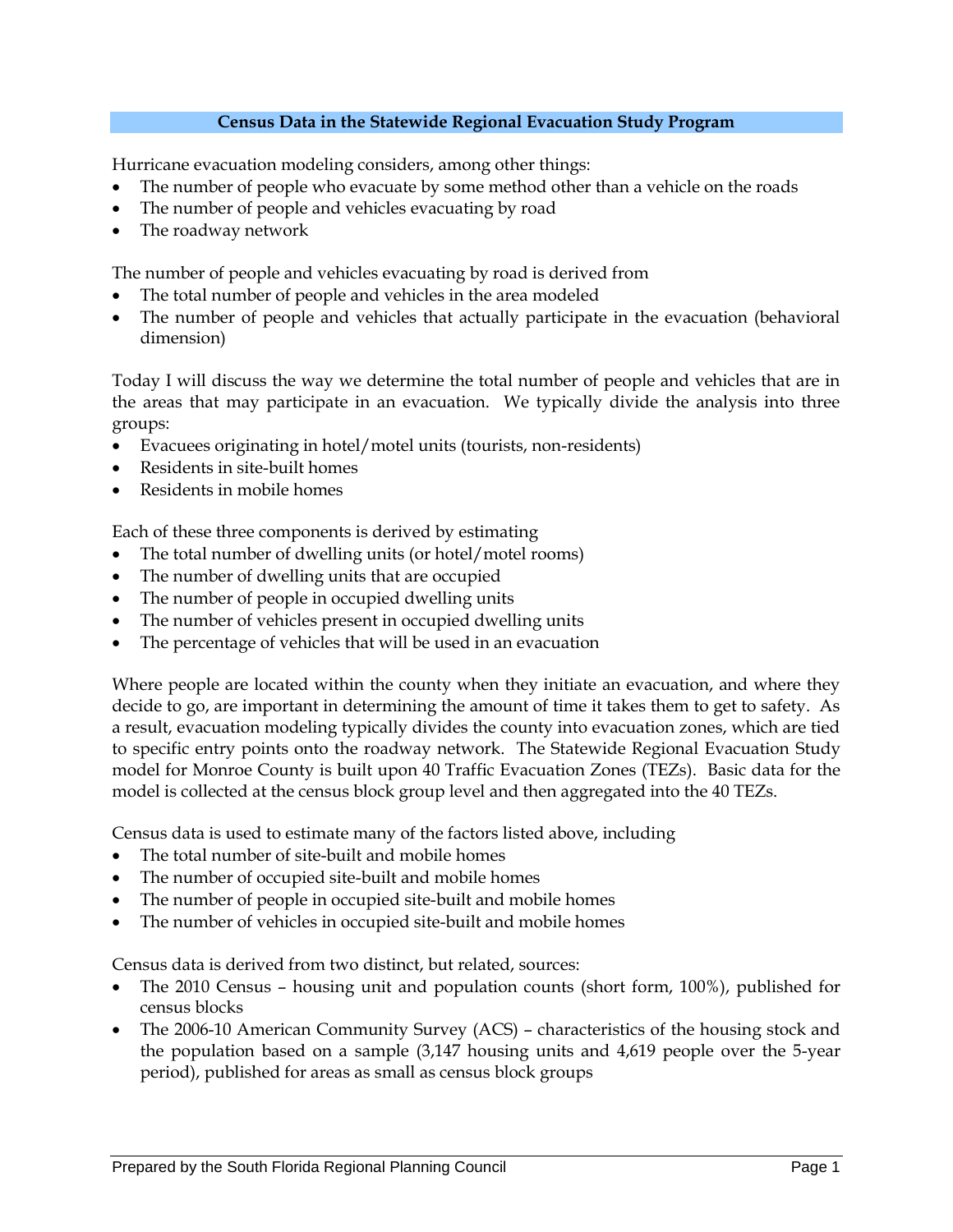# Census Data in the Statewide Regional Evacuation Study Program

Hurricane evacuation modeling considers, among other things:

- The number of people who evacuate by some method other than a vehicle on the roads
- The number of people and vehicles evacuating by road
- The roadway network

The number of people and vehicles evacuating by road is derived from

- The total number of people and vehicles in the area modeled
- The number of people and vehicles that actually participate in the evacuation (behavioral dimension)

Today I will discuss the way we determine the total number of people and vehicles that are in the areas that may participate in an evacuation. We typically divide the analysis into three groups:

- Evacuees originating in hotel/motel units (tourists, non-residents)
- Residents in site-built homes
- Residents in mobile homes

Each of these three components is derived by estimating

- The total number of dwelling units (or hotel/motel rooms)
- The number of dwelling units that are occupied
- The number of people in occupied dwelling units
- The number of vehicles present in occupied dwelling units
- The percentage of vehicles that will be used in an evacuation

Where people are located within the county when they initiate an evacuation, and where they decide to go, are important in determining the amount of time it takes them to get to safety. As a result, evacuation modeling typically divides the county into evacuation zones, which are tied to specific entry points onto the roadway network. The Statewide Regional Evacuation Study model for Monroe County is built upon 40 Traffic Evacuation Zones (TEZs). Basic data for the model is collected at the census block group level and then aggregated into the 40 TEZs.

Census data is used to estimate many of the factors listed above, including

- The total number of site-built and mobile homes
- The number of occupied site-built and mobile homes
- The number of people in occupied site-built and mobile homes
- The number of vehicles in occupied site-built and mobile homes

Census data is derived from two distinct, but related, sources:

- The 2010 Census – housing unit and population counts (short form, 100%), published for census blocks
- The 2006-10 American Community Survey (ACS) – characteristics of the housing stock and the population based on a sample (3,147 housing units and 4,619 people over the 5-year period), published for areas as small as census block groups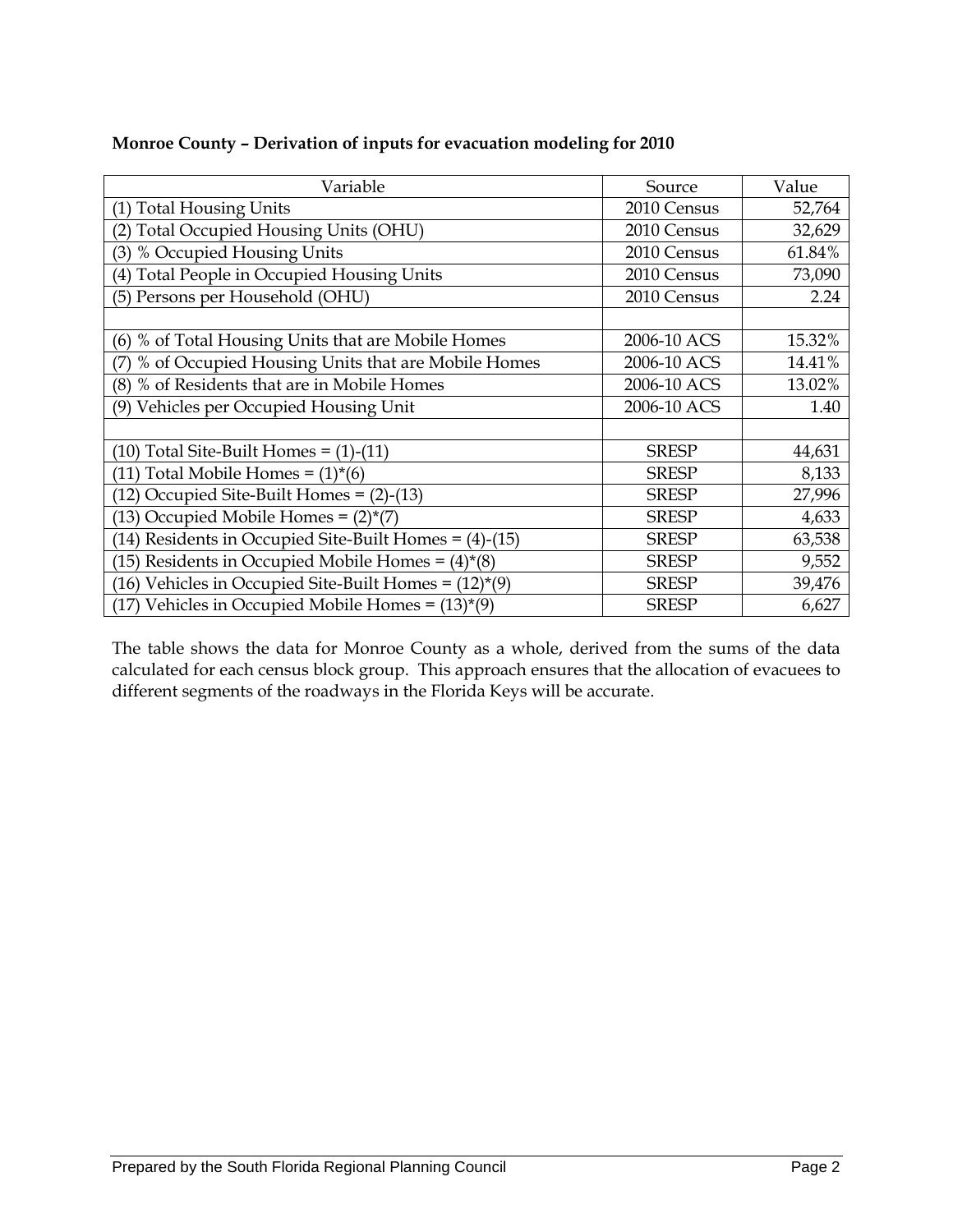**Monroe County – Derivation of inputs for evacuation modeling for 2010**

| Variable | Source | Value |
|---|---|---|
| (1) Total Housing Units | 2010 Census | 52,764 |
| (2) Total Occupied Housing Units (OHU) | 2010 Census | 32,629 |
| (3) % Occupied Housing Units | 2010 Census | 61.84% |
| (4) Total People in Occupied Housing Units | 2010 Census | 73,090 |
| (5) Persons per Household (OHU) | 2010 Census | 2.24 |
| | | |
| (6) % of Total Housing Units that are Mobile Homes | 2006-10 ACS | 15.32% |
| (7) % of Occupied Housing Units that are Mobile Homes | 2006-10 ACS | 14.41% |
| (8) % of Residents that are in Mobile Homes | 2006-10 ACS | 13.02% |
| (9) Vehicles per Occupied Housing Unit | 2006-10 ACS | 1.40 |
| | | |
| (10) Total Site-Built Homes = (1)-(11) | SRESP | 44,631 |
| (11) Total Mobile Homes = (1)*(6) | SRESP | 8,133 |
| (12) Occupied Site-Built Homes = (2)-(13) | SRESP | 27,996 |
| (13) Occupied Mobile Homes = (2)*(7) | SRESP | 4,633 |
| (14) Residents in Occupied Site-Built Homes = (4)-(15) | SRESP | 63,538 |
| (15) Residents in Occupied Mobile Homes = (4)*(8) | SRESP | 9,552 |
| (16) Vehicles in Occupied Site-Built Homes = (12)*(9) | SRESP | 39,476 |
| (17) Vehicles in Occupied Mobile Homes = (13)*(9) | SRESP | 6,627 |

The table shows the data for Monroe County as a whole, derived from the sums of the data calculated for each census block group. This approach ensures that the allocation of evacuees to different segments of the roadways in the Florida Keys will be accurate.